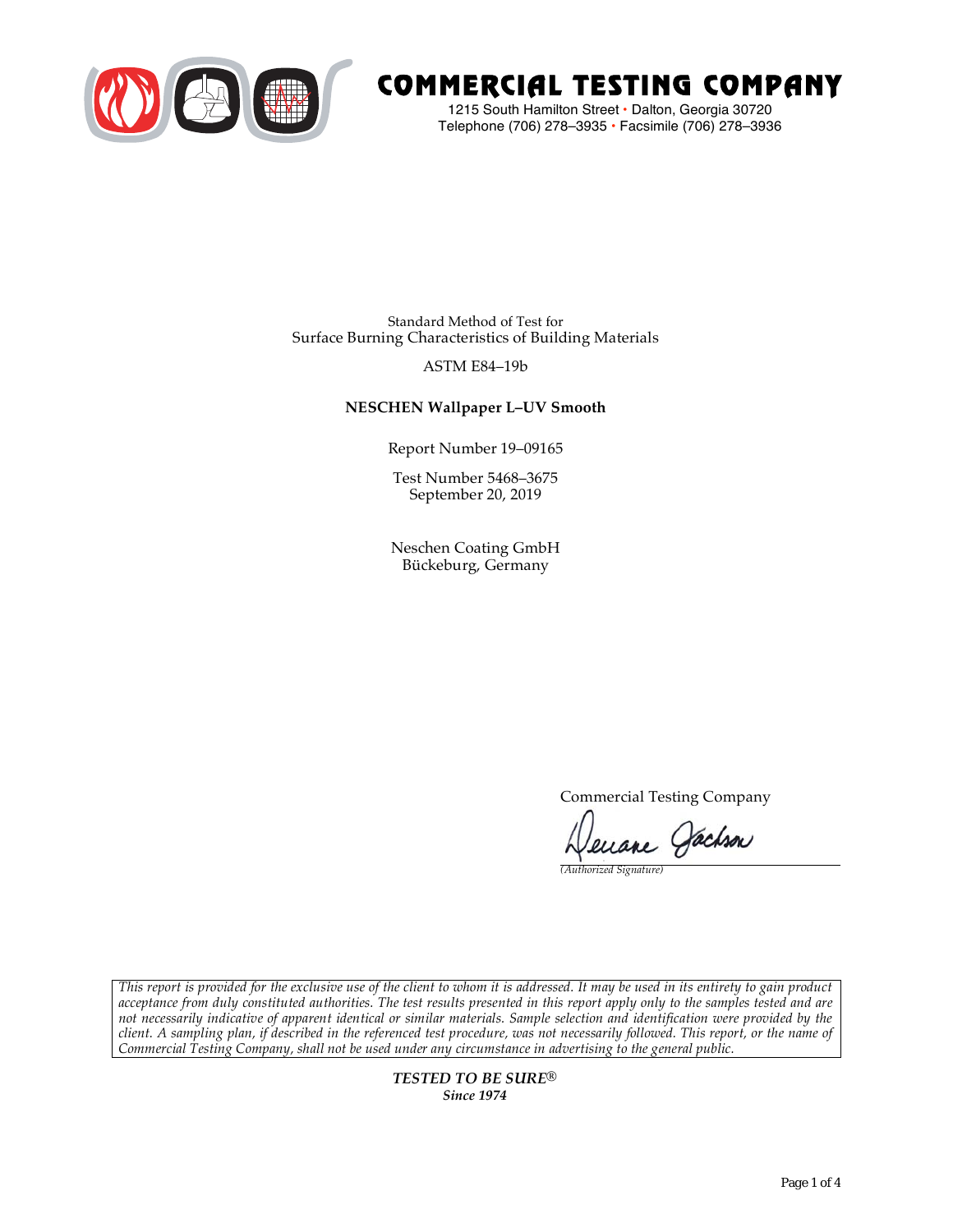# COMMERCIAL TESTING COMPANY

1215 South Hamilton Street • Dalton, Georgia 30720
Telephone (706) 278–3935 • Facsimile (706) 278–3936

Standard Method of Test for
Surface Burning Characteristics of Building Materials

ASTM E84–19b

**NESCHEN Wallpaper L–UV Smooth**

Report Number 19–09165

Test Number 5468–3675
September 20, 2019

Neschen Coating GmbH
Bückeburg, Germany

Commercial Testing Company

Deuane Jackson

*(Authorized Signature)*

*This report is provided for the exclusive use of the client to whom it is addressed. It may be used in its entirety to gain product acceptance from duly constituted authorities. The test results presented in this report apply only to the samples tested and are not necessarily indicative of apparent identical or similar materials. Sample selection and identification were provided by the client. A sampling plan, if described in the referenced test procedure, was not necessarily followed. This report, or the name of Commercial Testing Company, shall not be used under any circumstance in advertising to the general public.*

***TESTED TO BE SURE®***
***Since 1974***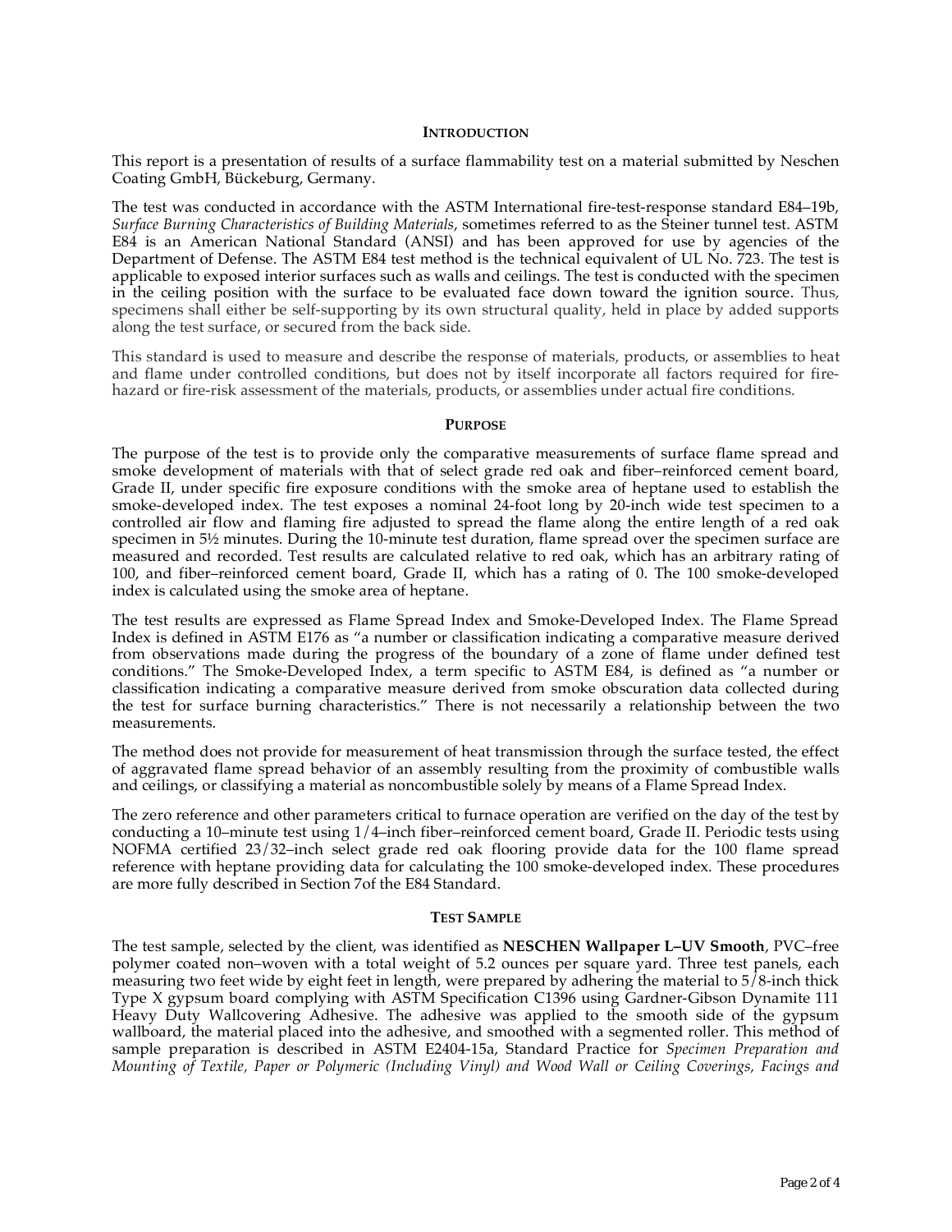## INTRODUCTION

This report is a presentation of results of a surface flammability test on a material submitted by Neschen Coating GmbH, Bückeburg, Germany.

The test was conducted in accordance with the ASTM International fire-test-response standard E84–19b, *Surface Burning Characteristics of Building Materials*, sometimes referred to as the Steiner tunnel test. ASTM E84 is an American National Standard (ANSI) and has been approved for use by agencies of the Department of Defense. The ASTM E84 test method is the technical equivalent of UL No. 723. The test is applicable to exposed interior surfaces such as walls and ceilings. The test is conducted with the specimen in the ceiling position with the surface to be evaluated face down toward the ignition source. Thus, specimens shall either be self-supporting by its own structural quality, held in place by added supports along the test surface, or secured from the back side.

This standard is used to measure and describe the response of materials, products, or assemblies to heat and flame under controlled conditions, but does not by itself incorporate all factors required for fire-hazard or fire-risk assessment of the materials, products, or assemblies under actual fire conditions.

## PURPOSE

The purpose of the test is to provide only the comparative measurements of surface flame spread and smoke development of materials with that of select grade red oak and fiber–reinforced cement board, Grade II, under specific fire exposure conditions with the smoke area of heptane used to establish the smoke-developed index. The test exposes a nominal 24-foot long by 20-inch wide test specimen to a controlled air flow and flaming fire adjusted to spread the flame along the entire length of a red oak specimen in 5½ minutes. During the 10-minute test duration, flame spread over the specimen surface are measured and recorded. Test results are calculated relative to red oak, which has an arbitrary rating of 100, and fiber–reinforced cement board, Grade II, which has a rating of 0. The 100 smoke-developed index is calculated using the smoke area of heptane.

The test results are expressed as Flame Spread Index and Smoke-Developed Index. The Flame Spread Index is defined in ASTM E176 as "a number or classification indicating a comparative measure derived from observations made during the progress of the boundary of a zone of flame under defined test conditions." The Smoke-Developed Index, a term specific to ASTM E84, is defined as "a number or classification indicating a comparative measure derived from smoke obscuration data collected during the test for surface burning characteristics." There is not necessarily a relationship between the two measurements.

The method does not provide for measurement of heat transmission through the surface tested, the effect of aggravated flame spread behavior of an assembly resulting from the proximity of combustible walls and ceilings, or classifying a material as noncombustible solely by means of a Flame Spread Index.

The zero reference and other parameters critical to furnace operation are verified on the day of the test by conducting a 10–minute test using 1/4–inch fiber–reinforced cement board, Grade II. Periodic tests using NOFMA certified 23/32–inch select grade red oak flooring provide data for the 100 flame spread reference with heptane providing data for calculating the 100 smoke-developed index. These procedures are more fully described in Section 7of the E84 Standard.

## TEST SAMPLE

The test sample, selected by the client, was identified as **NESCHEN Wallpaper L–UV Smooth**, PVC–free polymer coated non–woven with a total weight of 5.2 ounces per square yard. Three test panels, each measuring two feet wide by eight feet in length, were prepared by adhering the material to 5/8-inch thick Type X gypsum board complying with ASTM Specification C1396 using Gardner-Gibson Dynamite 111 Heavy Duty Wallcovering Adhesive. The adhesive was applied to the smooth side of the gypsum wallboard, the material placed into the adhesive, and smoothed with a segmented roller. This method of sample preparation is described in ASTM E2404-15a, Standard Practice for *Specimen Preparation and Mounting of Textile, Paper or Polymeric (Including Vinyl) and Wood Wall or Ceiling Coverings, Facings and*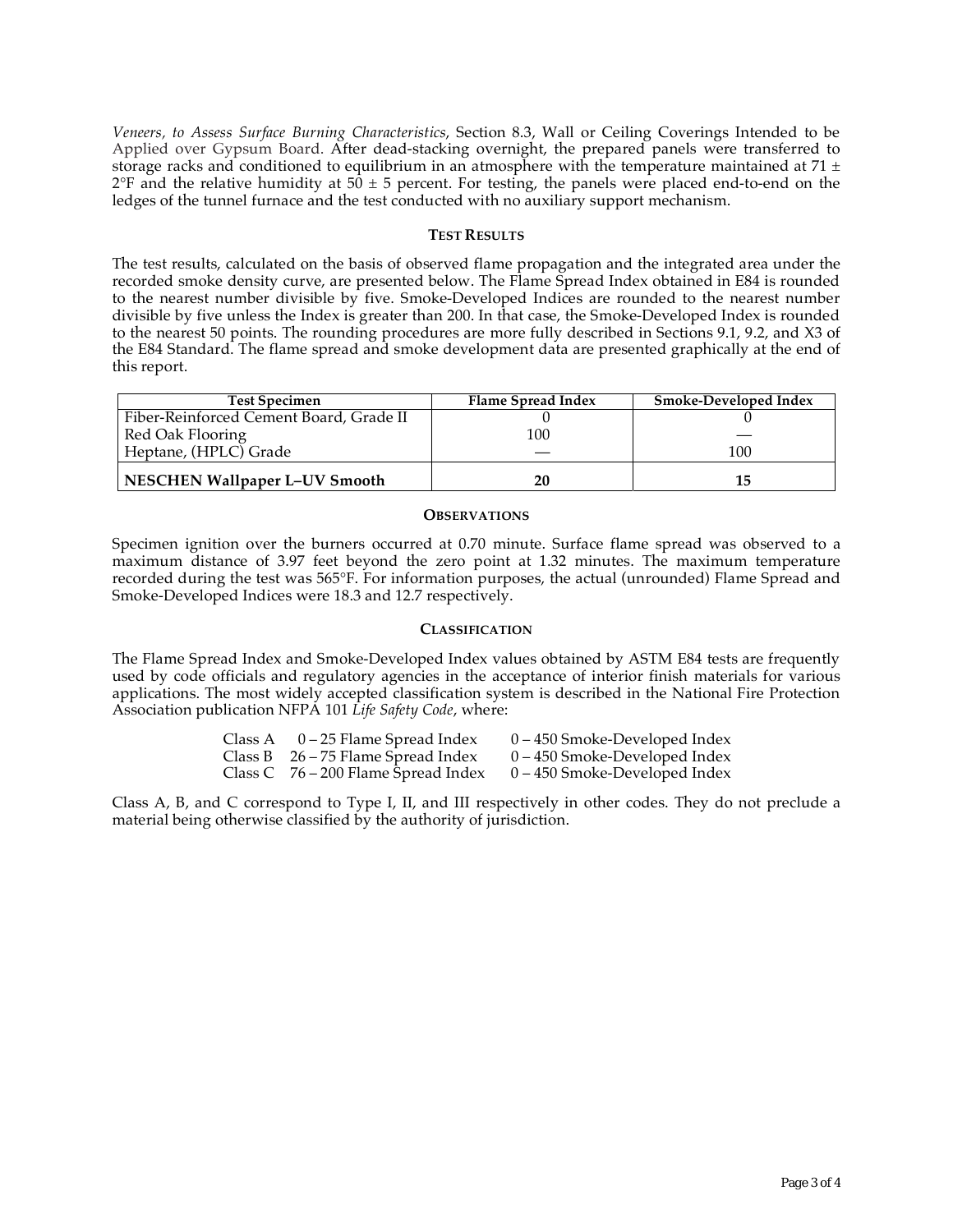*Veneers, to Assess Surface Burning Characteristics*, Section 8.3, Wall or Ceiling Coverings Intended to be Applied over Gypsum Board. After dead-stacking overnight, the prepared panels were transferred to storage racks and conditioned to equilibrium in an atmosphere with the temperature maintained at 71 ± 2°F and the relative humidity at 50 ± 5 percent. For testing, the panels were placed end-to-end on the ledges of the tunnel furnace and the test conducted with no auxiliary support mechanism.

## TEST RESULTS

The test results, calculated on the basis of observed flame propagation and the integrated area under the recorded smoke density curve, are presented below. The Flame Spread Index obtained in E84 is rounded to the nearest number divisible by five. Smoke-Developed Indices are rounded to the nearest number divisible by five unless the Index is greater than 200. In that case, the Smoke-Developed Index is rounded to the nearest 50 points. The rounding procedures are more fully described in Sections 9.1, 9.2, and X3 of the E84 Standard. The flame spread and smoke development data are presented graphically at the end of this report.

| Test Specimen | Flame Spread Index | Smoke-Developed Index |
|---|---|---|
| Fiber-Reinforced Cement Board, Grade II | 0 | 0 |
| Red Oak Flooring | 100 | — |
| Heptane, (HPLC) Grade | — | 100 |
| **NESCHEN Wallpaper L–UV Smooth** | **20** | **15** |

## OBSERVATIONS

Specimen ignition over the burners occurred at 0.70 minute. Surface flame spread was observed to a maximum distance of 3.97 feet beyond the zero point at 1.32 minutes. The maximum temperature recorded during the test was 565°F. For information purposes, the actual (unrounded) Flame Spread and Smoke-Developed Indices were 18.3 and 12.7 respectively.

## CLASSIFICATION

The Flame Spread Index and Smoke-Developed Index values obtained by ASTM E84 tests are frequently used by code officials and regulatory agencies in the acceptance of interior finish materials for various applications. The most widely accepted classification system is described in the National Fire Protection Association publication NFPA 101 *Life Safety Code*, where:

| | | |
|---|---|---|
| Class A | 0 – 25 Flame Spread Index | 0 – 450 Smoke-Developed Index |
| Class B | 26 – 75 Flame Spread Index | 0 – 450 Smoke-Developed Index |
| Class C | 76 – 200 Flame Spread Index | 0 – 450 Smoke-Developed Index |

Class A, B, and C correspond to Type I, II, and III respectively in other codes. They do not preclude a material being otherwise classified by the authority of jurisdiction.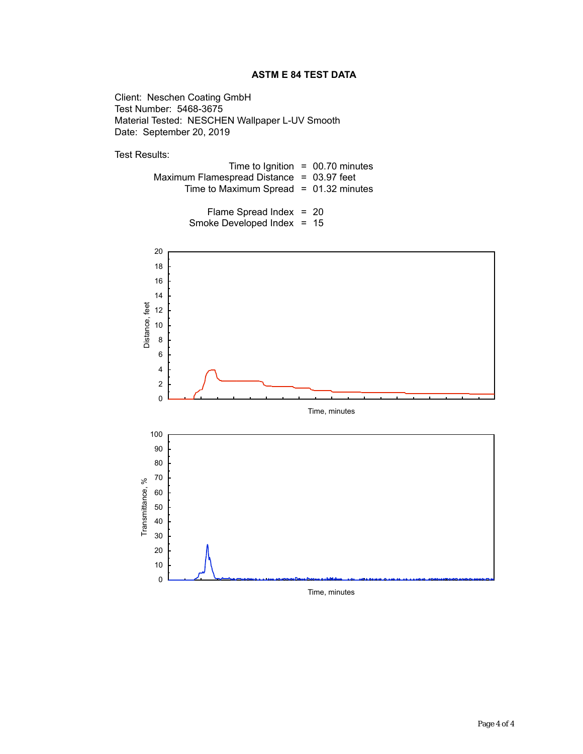# ASTM E 84 TEST DATA

Client: Neschen Coating GmbH
Test Number: 5468-3675
Material Tested: NESCHEN Wallpaper L-UV Smooth
Date: September 20, 2019

Test Results:

Time to Ignition = 00.70 minutes
Maximum Flamespread Distance = 03.97 feet
Time to Maximum Spread = 01.32 minutes

Flame Spread Index = 20
Smoke Developed Index = 15

Distance, feet

20
18
16
14
12
10
8
6
4
2
0

Time, minutes

Transmittance, %

100
90
80
70
60
50
40
30
20
10
0

Time, minutes